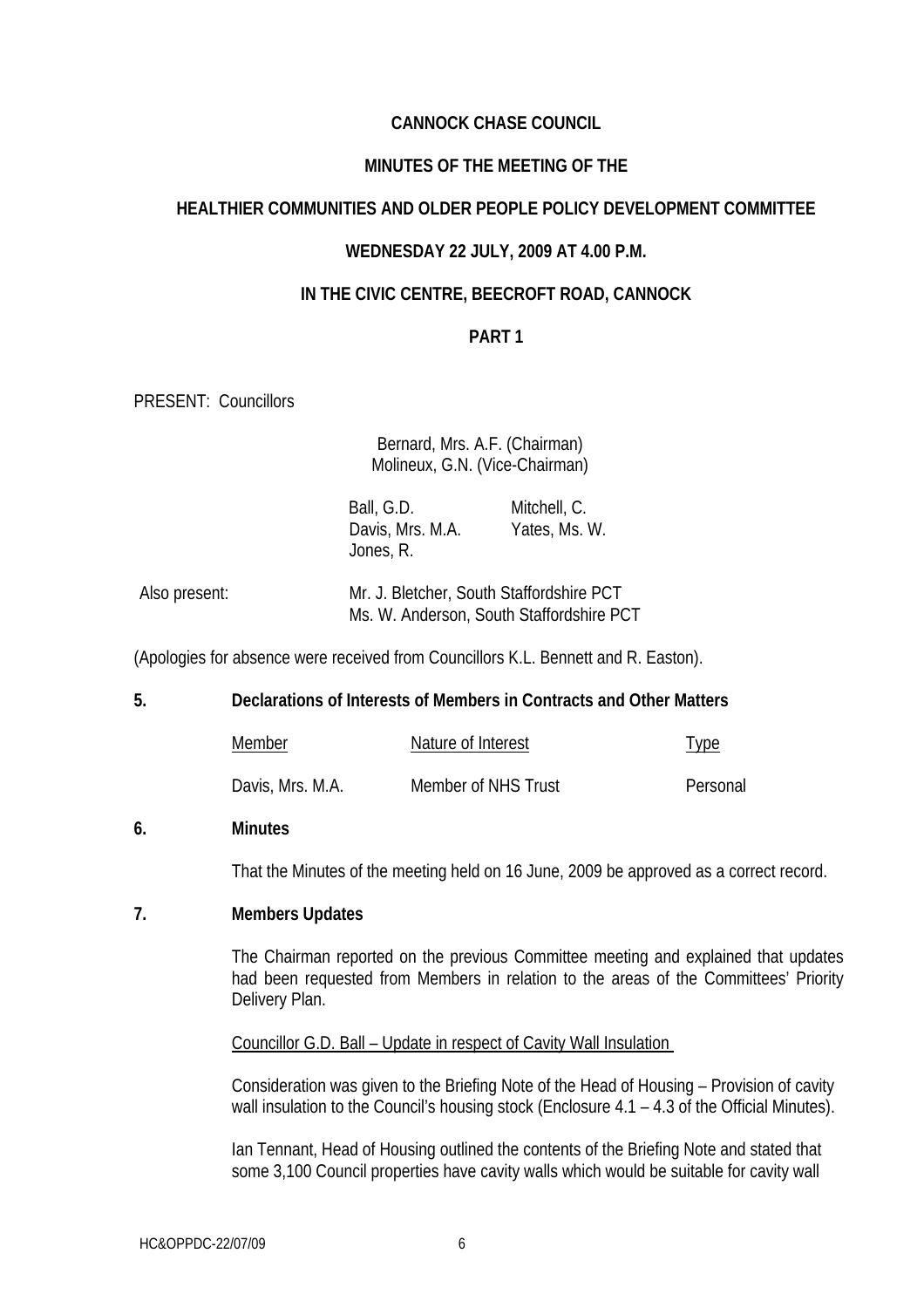# CANNOCK CHASE COUNCIL

## MINUTES OF THE MEETING OF THE

## HEALTHIER COMMUNITIES AND OLDER PEOPLE POLICY DEVELOPMENT COMMITTEE

## WEDNESDAY 22 JULY, 2009 AT 4.00 P.M.

## IN THE CIVIC CENTRE, BEECROFT ROAD, CANNOCK

## PART 1

PRESENT: Councillors

Bernard, Mrs. A.F. (Chairman)
Molineux, G.N. (Vice-Chairman)

| | |
|---|---|
| Ball, G.D. | Mitchell, C. |
| Davis, Mrs. M.A. | Yates, Ms. W. |
| Jones, R. | |

Also present: Mr. J. Bletcher, South Staffordshire PCT
Ms. W. Anderson, South Staffordshire PCT

(Apologies for absence were received from Councillors K.L. Bennett and R. Easton).

**5. Declarations of Interests of Members in Contracts and Other Matters**

| Member | Nature of Interest | Type |
|---|---|---|
| Davis, Mrs. M.A. | Member of NHS Trust | Personal |

**6. Minutes**

That the Minutes of the meeting held on 16 June, 2009 be approved as a correct record.

**7. Members Updates**

The Chairman reported on the previous Committee meeting and explained that updates had been requested from Members in relation to the areas of the Committees' Priority Delivery Plan.

Councillor G.D. Ball – Update in respect of Cavity Wall Insulation

Consideration was given to the Briefing Note of the Head of Housing – Provision of cavity wall insulation to the Council's housing stock (Enclosure 4.1 – 4.3 of the Official Minutes).

Ian Tennant, Head of Housing outlined the contents of the Briefing Note and stated that some 3,100 Council properties have cavity walls which would be suitable for cavity wall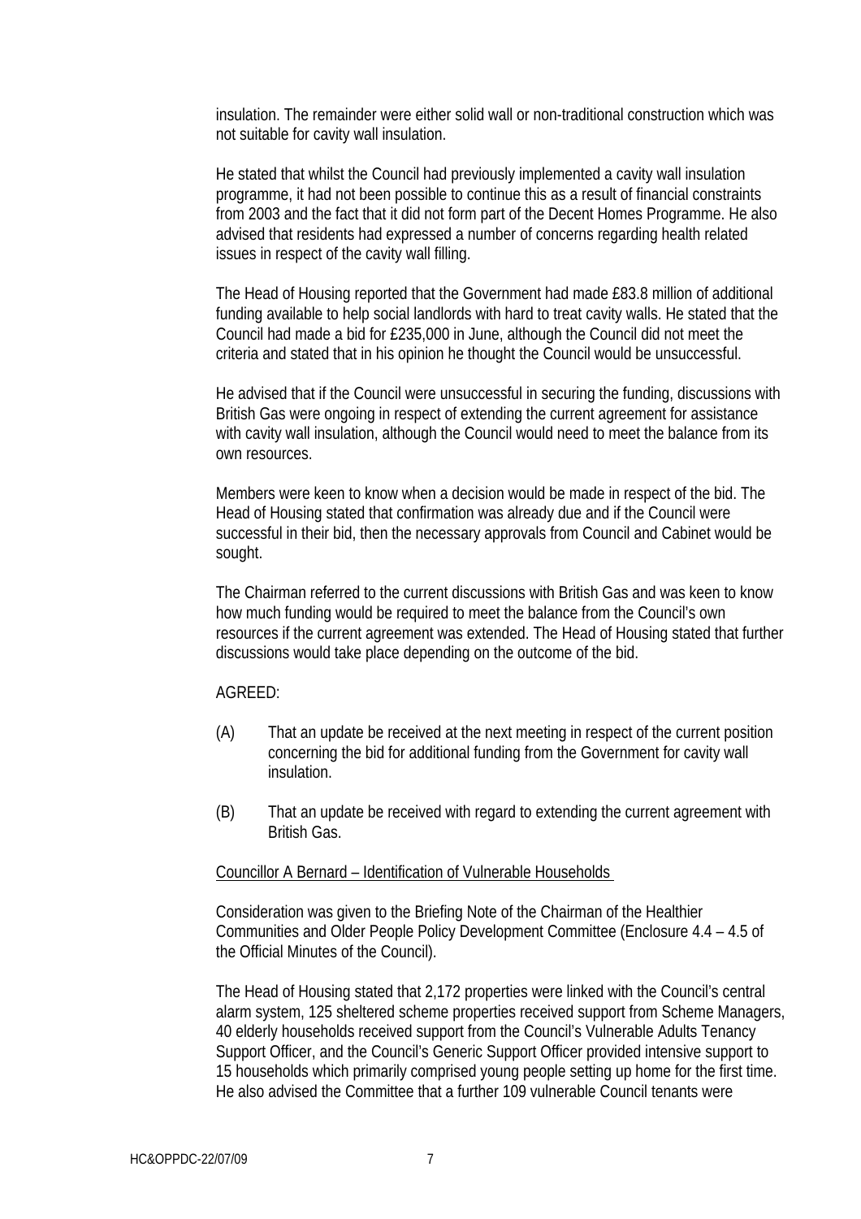insulation. The remainder were either solid wall or non-traditional construction which was not suitable for cavity wall insulation.

He stated that whilst the Council had previously implemented a cavity wall insulation programme, it had not been possible to continue this as a result of financial constraints from 2003 and the fact that it did not form part of the Decent Homes Programme. He also advised that residents had expressed a number of concerns regarding health related issues in respect of the cavity wall filling.

The Head of Housing reported that the Government had made £83.8 million of additional funding available to help social landlords with hard to treat cavity walls. He stated that the Council had made a bid for £235,000 in June, although the Council did not meet the criteria and stated that in his opinion he thought the Council would be unsuccessful.

He advised that if the Council were unsuccessful in securing the funding, discussions with British Gas were ongoing in respect of extending the current agreement for assistance with cavity wall insulation, although the Council would need to meet the balance from its own resources.

Members were keen to know when a decision would be made in respect of the bid. The Head of Housing stated that confirmation was already due and if the Council were successful in their bid, then the necessary approvals from Council and Cabinet would be sought.

The Chairman referred to the current discussions with British Gas and was keen to know how much funding would be required to meet the balance from the Council's own resources if the current agreement was extended. The Head of Housing stated that further discussions would take place depending on the outcome of the bid.

AGREED:

(A) That an update be received at the next meeting in respect of the current position concerning the bid for additional funding from the Government for cavity wall insulation.

(B) That an update be received with regard to extending the current agreement with British Gas.

<u>Councillor A Bernard – Identification of Vulnerable Households</u>

Consideration was given to the Briefing Note of the Chairman of the Healthier Communities and Older People Policy Development Committee (Enclosure 4.4 – 4.5 of the Official Minutes of the Council).

The Head of Housing stated that 2,172 properties were linked with the Council's central alarm system, 125 sheltered scheme properties received support from Scheme Managers, 40 elderly households received support from the Council's Vulnerable Adults Tenancy Support Officer, and the Council's Generic Support Officer provided intensive support to 15 households which primarily comprised young people setting up home for the first time. He also advised the Committee that a further 109 vulnerable Council tenants were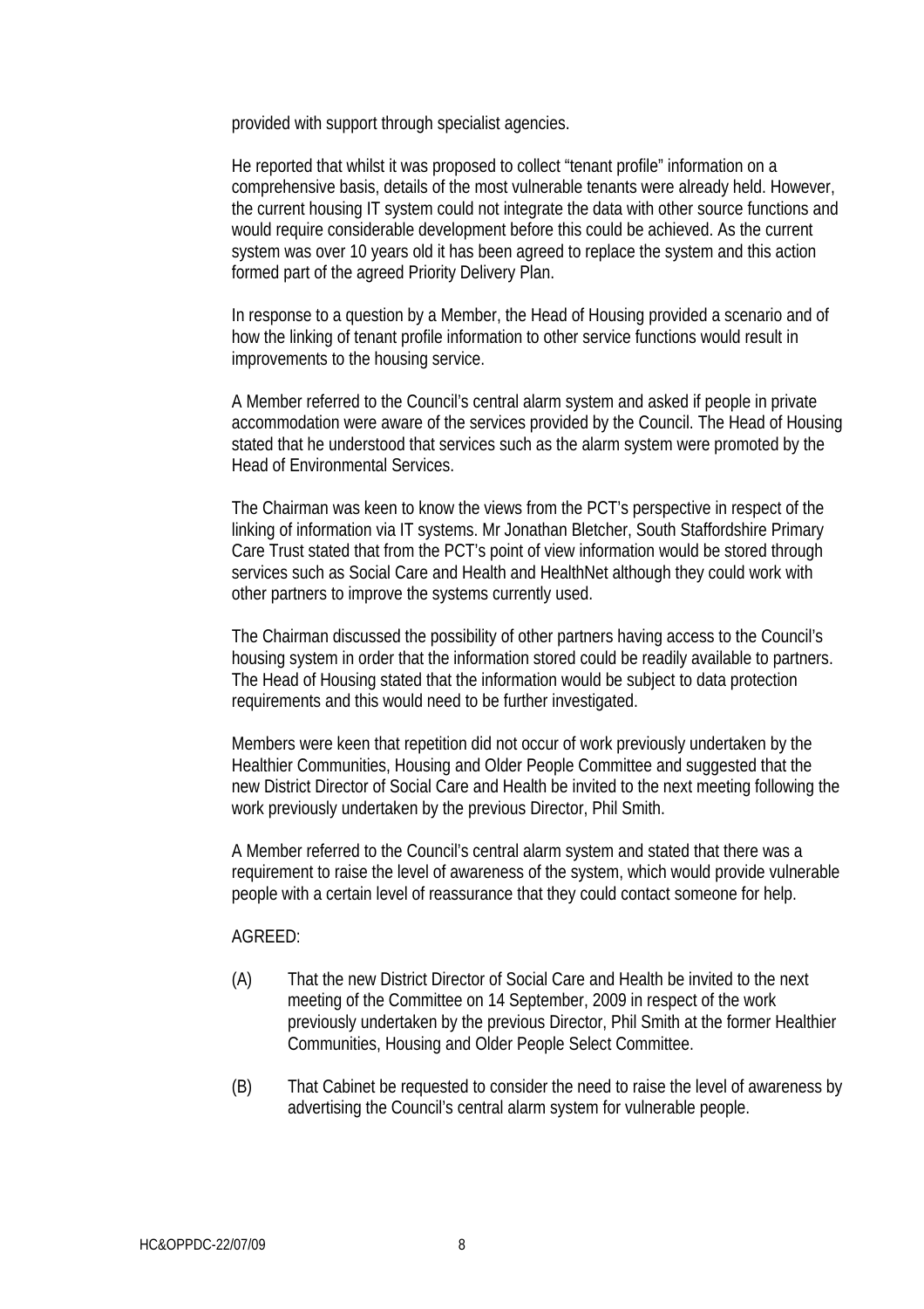provided with support through specialist agencies.

He reported that whilst it was proposed to collect "tenant profile" information on a comprehensive basis, details of the most vulnerable tenants were already held. However, the current housing IT system could not integrate the data with other source functions and would require considerable development before this could be achieved. As the current system was over 10 years old it has been agreed to replace the system and this action formed part of the agreed Priority Delivery Plan.

In response to a question by a Member, the Head of Housing provided a scenario and of how the linking of tenant profile information to other service functions would result in improvements to the housing service.

A Member referred to the Council's central alarm system and asked if people in private accommodation were aware of the services provided by the Council. The Head of Housing stated that he understood that services such as the alarm system were promoted by the Head of Environmental Services.

The Chairman was keen to know the views from the PCT's perspective in respect of the linking of information via IT systems. Mr Jonathan Bletcher, South Staffordshire Primary Care Trust stated that from the PCT's point of view information would be stored through services such as Social Care and Health and HealthNet although they could work with other partners to improve the systems currently used.

The Chairman discussed the possibility of other partners having access to the Council's housing system in order that the information stored could be readily available to partners. The Head of Housing stated that the information would be subject to data protection requirements and this would need to be further investigated.

Members were keen that repetition did not occur of work previously undertaken by the Healthier Communities, Housing and Older People Committee and suggested that the new District Director of Social Care and Health be invited to the next meeting following the work previously undertaken by the previous Director, Phil Smith.

A Member referred to the Council's central alarm system and stated that there was a requirement to raise the level of awareness of the system, which would provide vulnerable people with a certain level of reassurance that they could contact someone for help.

AGREED:

(A) That the new District Director of Social Care and Health be invited to the next meeting of the Committee on 14 September, 2009 in respect of the work previously undertaken by the previous Director, Phil Smith at the former Healthier Communities, Housing and Older People Select Committee.

(B) That Cabinet be requested to consider the need to raise the level of awareness by advertising the Council's central alarm system for vulnerable people.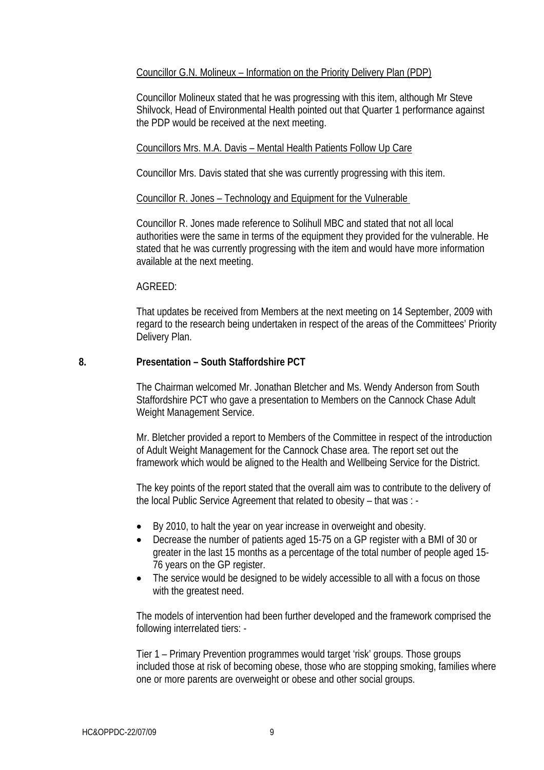Councillor G.N. Molineux – Information on the Priority Delivery Plan (PDP)

Councillor Molineux stated that he was progressing with this item, although Mr Steve Shilvock, Head of Environmental Health pointed out that Quarter 1 performance against the PDP would be received at the next meeting.

Councillors Mrs. M.A. Davis – Mental Health Patients Follow Up Care

Councillor Mrs. Davis stated that she was currently progressing with this item.

Councillor R. Jones – Technology and Equipment for the Vulnerable

Councillor R. Jones made reference to Solihull MBC and stated that not all local authorities were the same in terms of the equipment they provided for the vulnerable. He stated that he was currently progressing with the item and would have more information available at the next meeting.

AGREED:

That updates be received from Members at the next meeting on 14 September, 2009 with regard to the research being undertaken in respect of the areas of the Committees' Priority Delivery Plan.

**8. Presentation – South Staffordshire PCT**

The Chairman welcomed Mr. Jonathan Bletcher and Ms. Wendy Anderson from South Staffordshire PCT who gave a presentation to Members on the Cannock Chase Adult Weight Management Service.

Mr. Bletcher provided a report to Members of the Committee in respect of the introduction of Adult Weight Management for the Cannock Chase area. The report set out the framework which would be aligned to the Health and Wellbeing Service for the District.

The key points of the report stated that the overall aim was to contribute to the delivery of the local Public Service Agreement that related to obesity – that was : -

- By 2010, to halt the year on year increase in overweight and obesity.
- Decrease the number of patients aged 15-75 on a GP register with a BMI of 30 or greater in the last 15 months as a percentage of the total number of people aged 15-76 years on the GP register.
- The service would be designed to be widely accessible to all with a focus on those with the greatest need.

The models of intervention had been further developed and the framework comprised the following interrelated tiers: -

Tier 1 – Primary Prevention programmes would target 'risk' groups. Those groups included those at risk of becoming obese, those who are stopping smoking, families where one or more parents are overweight or obese and other social groups.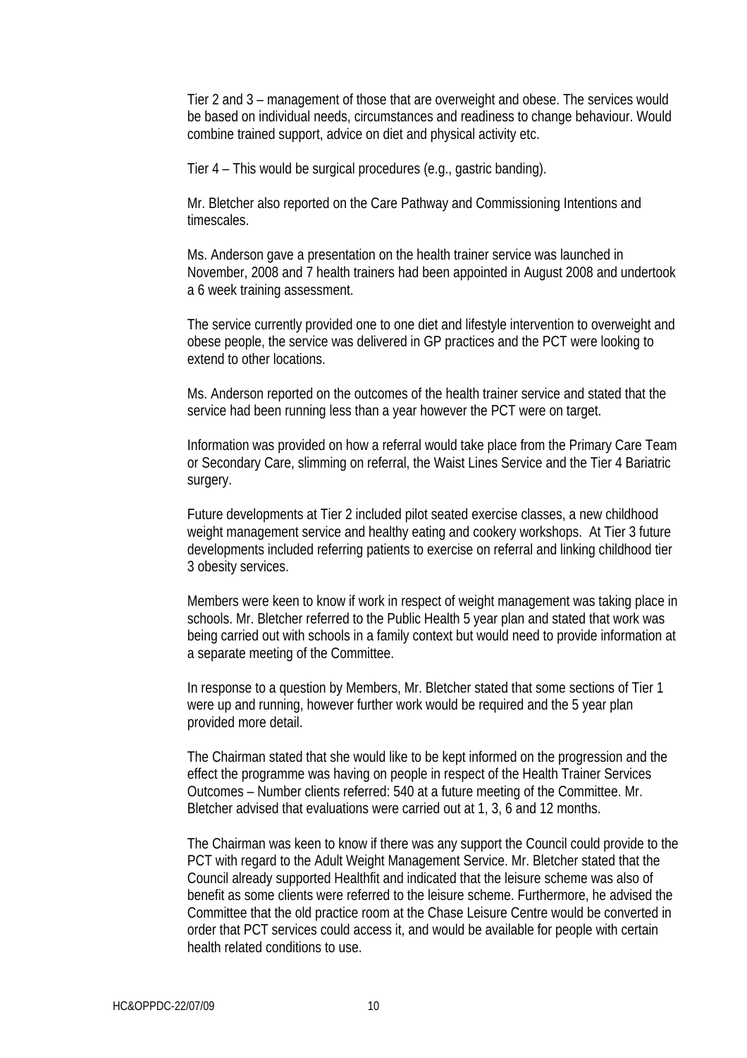Tier 2 and 3 – management of those that are overweight and obese. The services would be based on individual needs, circumstances and readiness to change behaviour. Would combine trained support, advice on diet and physical activity etc.

Tier 4 – This would be surgical procedures (e.g., gastric banding).

Mr. Bletcher also reported on the Care Pathway and Commissioning Intentions and timescales.

Ms. Anderson gave a presentation on the health trainer service was launched in November, 2008 and 7 health trainers had been appointed in August 2008 and undertook a 6 week training assessment.

The service currently provided one to one diet and lifestyle intervention to overweight and obese people, the service was delivered in GP practices and the PCT were looking to extend to other locations.

Ms. Anderson reported on the outcomes of the health trainer service and stated that the service had been running less than a year however the PCT were on target.

Information was provided on how a referral would take place from the Primary Care Team or Secondary Care, slimming on referral, the Waist Lines Service and the Tier 4 Bariatric surgery.

Future developments at Tier 2 included pilot seated exercise classes, a new childhood weight management service and healthy eating and cookery workshops. At Tier 3 future developments included referring patients to exercise on referral and linking childhood tier 3 obesity services.

Members were keen to know if work in respect of weight management was taking place in schools. Mr. Bletcher referred to the Public Health 5 year plan and stated that work was being carried out with schools in a family context but would need to provide information at a separate meeting of the Committee.

In response to a question by Members, Mr. Bletcher stated that some sections of Tier 1 were up and running, however further work would be required and the 5 year plan provided more detail.

The Chairman stated that she would like to be kept informed on the progression and the effect the programme was having on people in respect of the Health Trainer Services Outcomes – Number clients referred: 540 at a future meeting of the Committee. Mr. Bletcher advised that evaluations were carried out at 1, 3, 6 and 12 months.

The Chairman was keen to know if there was any support the Council could provide to the PCT with regard to the Adult Weight Management Service. Mr. Bletcher stated that the Council already supported Healthfit and indicated that the leisure scheme was also of benefit as some clients were referred to the leisure scheme. Furthermore, he advised the Committee that the old practice room at the Chase Leisure Centre would be converted in order that PCT services could access it, and would be available for people with certain health related conditions to use.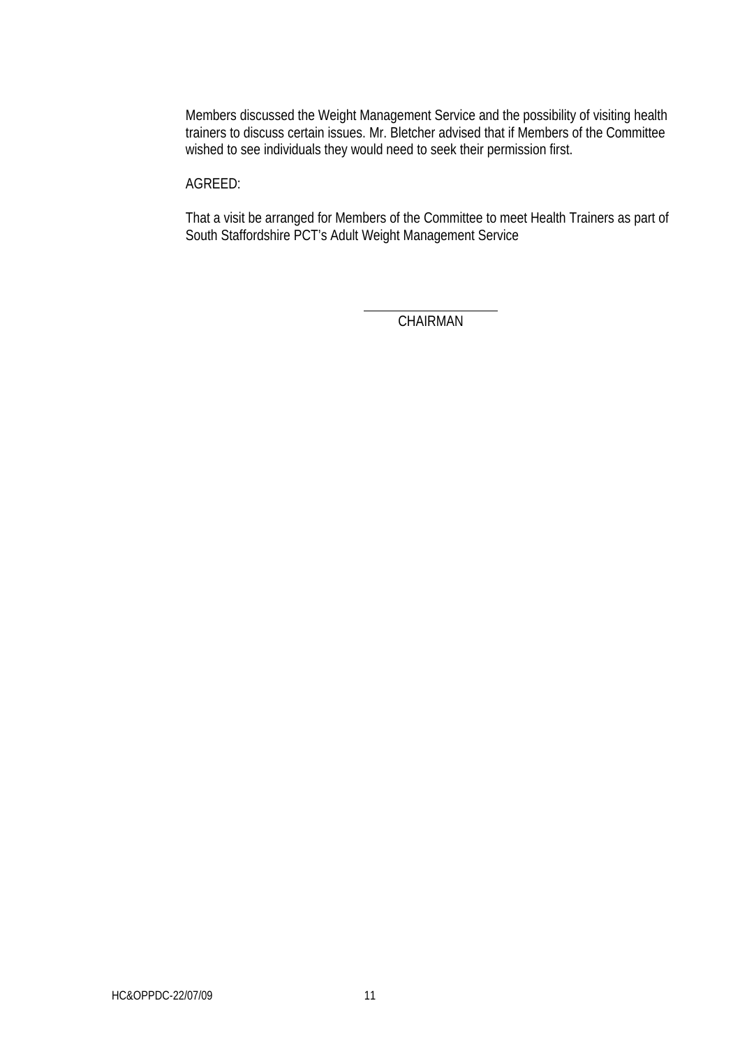Members discussed the Weight Management Service and the possibility of visiting health trainers to discuss certain issues. Mr. Bletcher advised that if Members of the Committee wished to see individuals they would need to seek their permission first.

AGREED:

That a visit be arranged for Members of the Committee to meet Health Trainers as part of South Staffordshire PCT's Adult Weight Management Service

CHAIRMAN